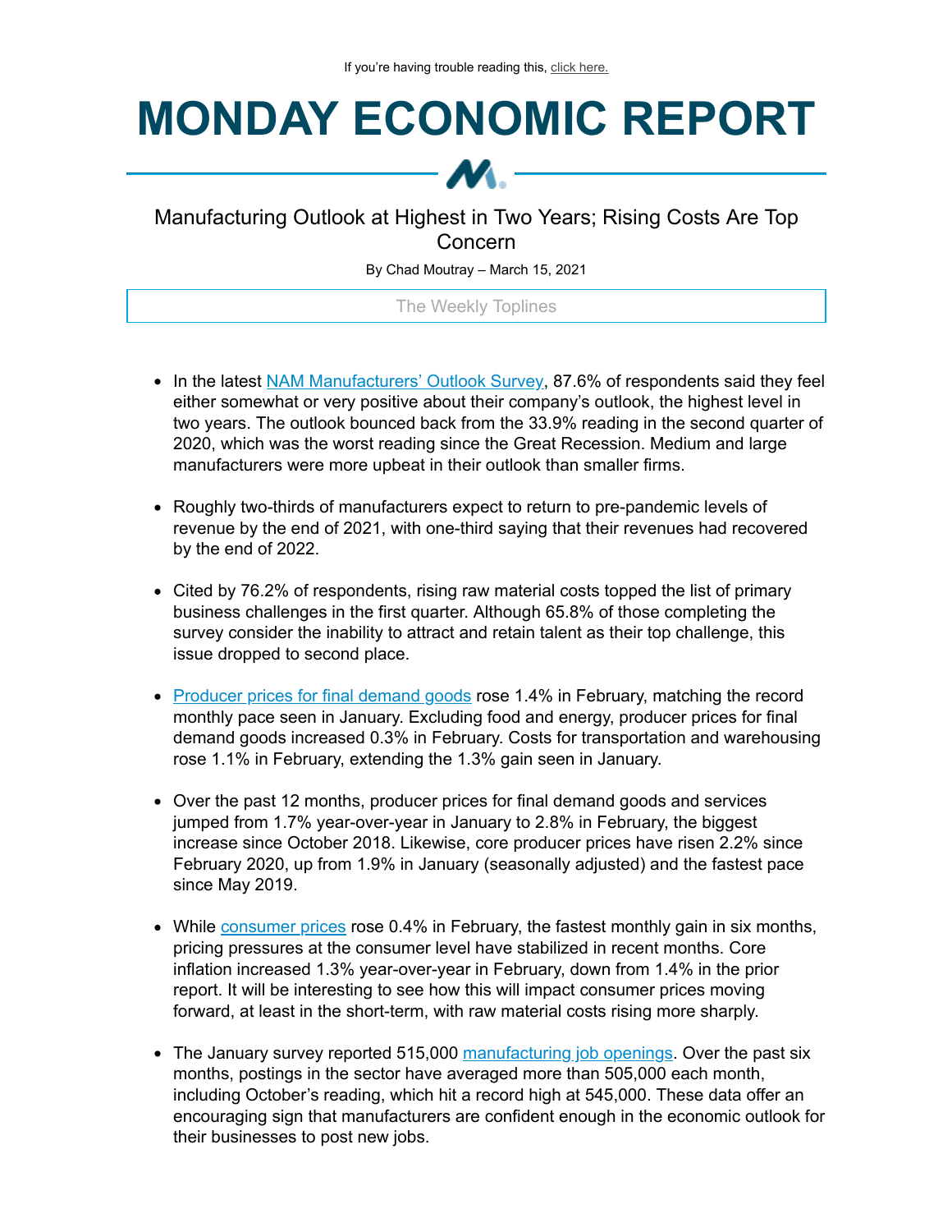If you're having trouble reading this, click here.

# MONDAY ECONOMIC REPORT

## Manufacturing Outlook at Highest in Two Years; Rising Costs Are Top Concern

By Chad Moutray – March 15, 2021

### The Weekly Toplines

- In the latest NAM Manufacturers' Outlook Survey, 87.6% of respondents said they feel either somewhat or very positive about their company's outlook, the highest level in two years. The outlook bounced back from the 33.9% reading in the second quarter of 2020, which was the worst reading since the Great Recession. Medium and large manufacturers were more upbeat in their outlook than smaller firms.

- Roughly two-thirds of manufacturers expect to return to pre-pandemic levels of revenue by the end of 2021, with one-third saying that their revenues had recovered by the end of 2022.

- Cited by 76.2% of respondents, rising raw material costs topped the list of primary business challenges in the first quarter. Although 65.8% of those completing the survey consider the inability to attract and retain talent as their top challenge, this issue dropped to second place.

- Producer prices for final demand goods rose 1.4% in February, matching the record monthly pace seen in January. Excluding food and energy, producer prices for final demand goods increased 0.3% in February. Costs for transportation and warehousing rose 1.1% in February, extending the 1.3% gain seen in January.

- Over the past 12 months, producer prices for final demand goods and services jumped from 1.7% year-over-year in January to 2.8% in February, the biggest increase since October 2018. Likewise, core producer prices have risen 2.2% since February 2020, up from 1.9% in January (seasonally adjusted) and the fastest pace since May 2019.

- While consumer prices rose 0.4% in February, the fastest monthly gain in six months, pricing pressures at the consumer level have stabilized in recent months. Core inflation increased 1.3% year-over-year in February, down from 1.4% in the prior report. It will be interesting to see how this will impact consumer prices moving forward, at least in the short-term, with raw material costs rising more sharply.

- The January survey reported 515,000 manufacturing job openings. Over the past six months, postings in the sector have averaged more than 505,000 each month, including October's reading, which hit a record high at 545,000. These data offer an encouraging sign that manufacturers are confident enough in the economic outlook for their businesses to post new jobs.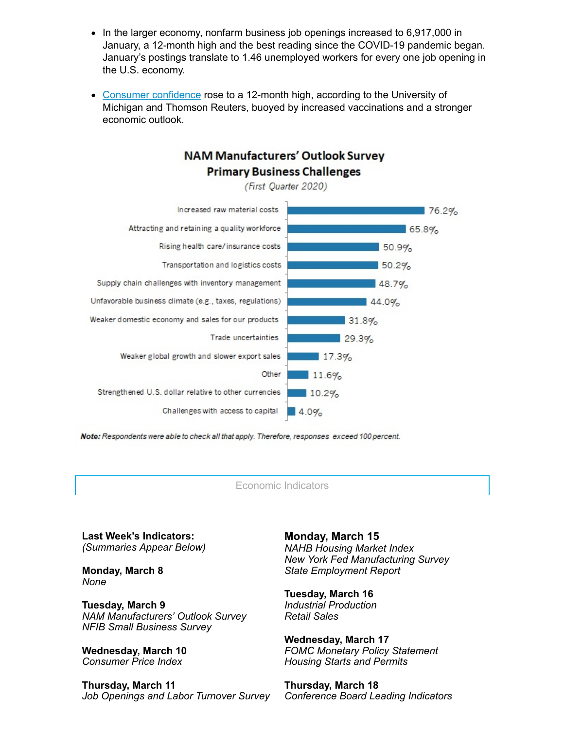- In the larger economy, nonfarm business job openings increased to 6,917,000 in January, a 12-month high and the best reading since the COVID-19 pandemic began. January's postings translate to 1.46 unemployed workers for every one job opening in the U.S. economy.

- Consumer confidence rose to a 12-month high, according to the University of Michigan and Thomson Reuters, buoyed by increased vaccinations and a stronger economic outlook.

**NAM Manufacturers' Outlook Survey**
**Primary Business Challenges**
*(First Quarter 2020)*

| Challenge | Percent |
|---|---|
| Increased raw material costs | 76.2% |
| Attracting and retaining a quality workforce | 65.8% |
| Rising health care/insurance costs | 50.9% |
| Transportation and logistics costs | 50.2% |
| Supply chain challenges with inventory management | 48.7% |
| Unfavorable business climate (e.g., taxes, regulations) | 44.0% |
| Weaker domestic economy and sales for our products | 31.8% |
| Trade uncertainties | 29.3% |
| Weaker global growth and slower export sales | 17.3% |
| Other | 11.6% |
| Strengthened U.S. dollar relative to other currencies | 10.2% |
| Challenges with access to capital | 4.0% |

***Note:*** *Respondents were able to check all that apply. Therefore, responses exceed 100 percent.*

## Economic Indicators

**Last Week's Indicators:**
*(Summaries Appear Below)*

**Monday, March 8**
*None*

**Tuesday, March 9**
*NAM Manufacturers' Outlook Survey*
*NFIB Small Business Survey*

**Wednesday, March 10**
*Consumer Price Index*

**Thursday, March 11**
*Job Openings and Labor Turnover Survey*

**Monday, March 15**
*NAHB Housing Market Index*
*New York Fed Manufacturing Survey*
*State Employment Report*

**Tuesday, March 16**
*Industrial Production*
*Retail Sales*

**Wednesday, March 17**
*FOMC Monetary Policy Statement*
*Housing Starts and Permits*

**Thursday, March 18**
*Conference Board Leading Indicators*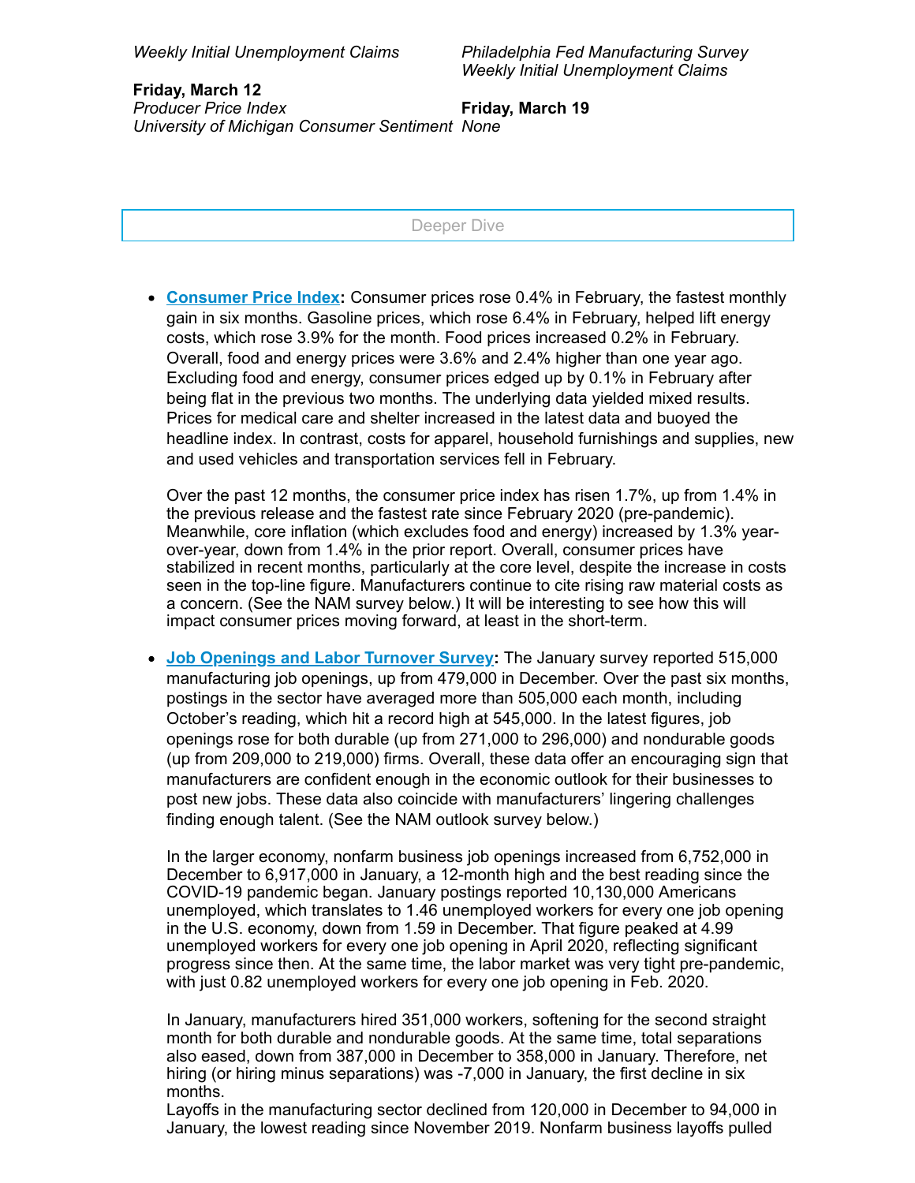*Weekly Initial Unemployment Claims*

**Friday, March 12**
*Producer Price Index*
*University of Michigan Consumer Sentiment*

*Philadelphia Fed Manufacturing Survey*
*Weekly Initial Unemployment Claims*

**Friday, March 19**
*None*

Deeper Dive

- **Consumer Price Index:** Consumer prices rose 0.4% in February, the fastest monthly gain in six months. Gasoline prices, which rose 6.4% in February, helped lift energy costs, which rose 3.9% for the month. Food prices increased 0.2% in February. Overall, food and energy prices were 3.6% and 2.4% higher than one year ago. Excluding food and energy, consumer prices edged up by 0.1% in February after being flat in the previous two months. The underlying data yielded mixed results. Prices for medical care and shelter increased in the latest data and buoyed the headline index. In contrast, costs for apparel, household furnishings and supplies, new and used vehicles and transportation services fell in February.

  Over the past 12 months, the consumer price index has risen 1.7%, up from 1.4% in the previous release and the fastest rate since February 2020 (pre-pandemic). Meanwhile, core inflation (which excludes food and energy) increased by 1.3% year-over-year, down from 1.4% in the prior report. Overall, consumer prices have stabilized in recent months, particularly at the core level, despite the increase in costs seen in the top-line figure. Manufacturers continue to cite rising raw material costs as a concern. (See the NAM survey below.) It will be interesting to see how this will impact consumer prices moving forward, at least in the short-term.

- **Job Openings and Labor Turnover Survey:** The January survey reported 515,000 manufacturing job openings, up from 479,000 in December. Over the past six months, postings in the sector have averaged more than 505,000 each month, including October's reading, which hit a record high at 545,000. In the latest figures, job openings rose for both durable (up from 271,000 to 296,000) and nondurable goods (up from 209,000 to 219,000) firms. Overall, these data offer an encouraging sign that manufacturers are confident enough in the economic outlook for their businesses to post new jobs. These data also coincide with manufacturers' lingering challenges finding enough talent. (See the NAM outlook survey below.)

  In the larger economy, nonfarm business job openings increased from 6,752,000 in December to 6,917,000 in January, a 12-month high and the best reading since the COVID-19 pandemic began. January postings reported 10,130,000 Americans unemployed, which translates to 1.46 unemployed workers for every one job opening in the U.S. economy, down from 1.59 in December. That figure peaked at 4.99 unemployed workers for every one job opening in April 2020, reflecting significant progress since then. At the same time, the labor market was very tight pre-pandemic, with just 0.82 unemployed workers for every one job opening in Feb. 2020.

  In January, manufacturers hired 351,000 workers, softening for the second straight month for both durable and nondurable goods. At the same time, total separations also eased, down from 387,000 in December to 358,000 in January. Therefore, net hiring (or hiring minus separations) was -7,000 in January, the first decline in six months.
  Layoffs in the manufacturing sector declined from 120,000 in December to 94,000 in January, the lowest reading since November 2019. Nonfarm business layoffs pulled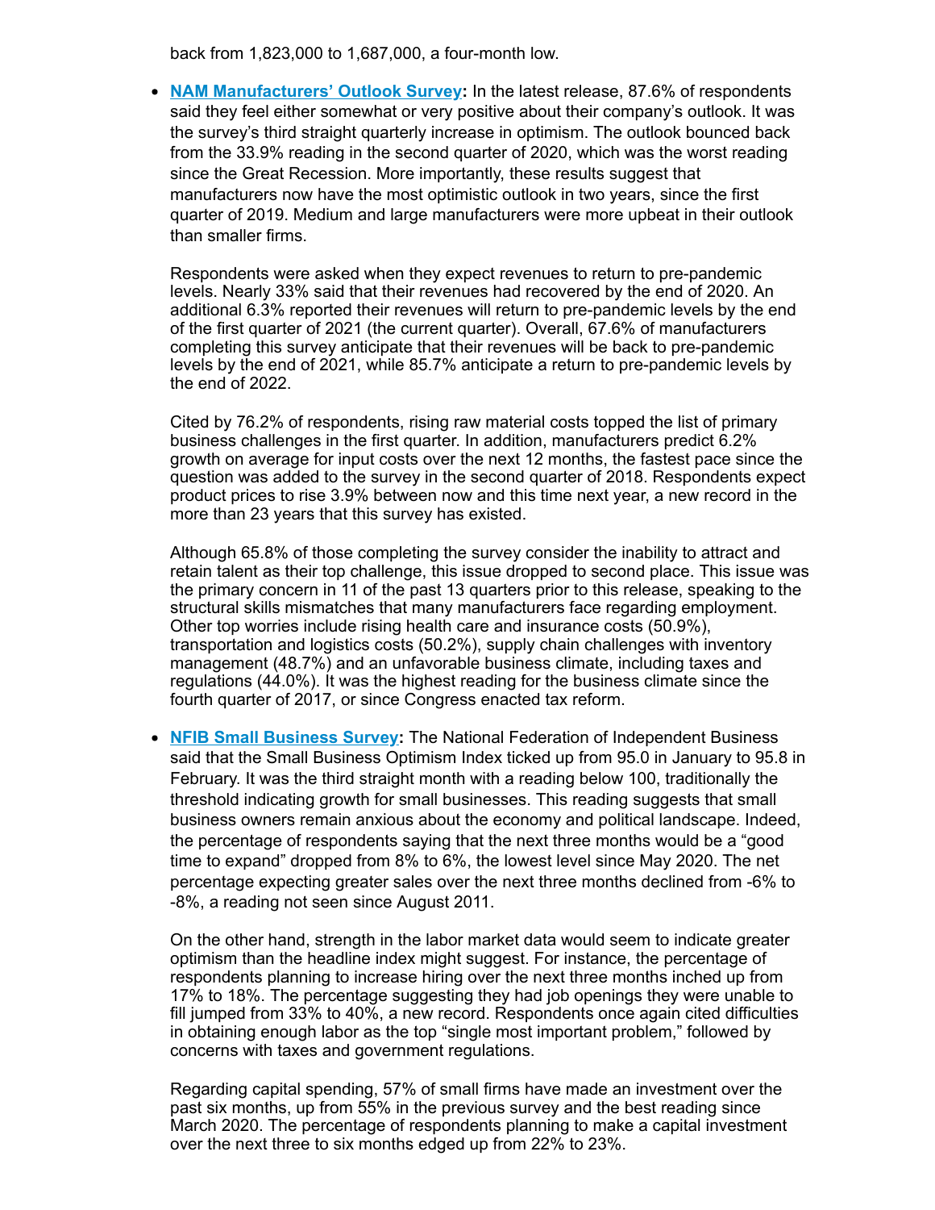back from 1,823,000 to 1,687,000, a four-month low.

- **NAM Manufacturers' Outlook Survey:** In the latest release, 87.6% of respondents said they feel either somewhat or very positive about their company's outlook. It was the survey's third straight quarterly increase in optimism. The outlook bounced back from the 33.9% reading in the second quarter of 2020, which was the worst reading since the Great Recession. More importantly, these results suggest that manufacturers now have the most optimistic outlook in two years, since the first quarter of 2019. Medium and large manufacturers were more upbeat in their outlook than smaller firms.

  Respondents were asked when they expect revenues to return to pre-pandemic levels. Nearly 33% said that their revenues had recovered by the end of 2020. An additional 6.3% reported their revenues will return to pre-pandemic levels by the end of the first quarter of 2021 (the current quarter). Overall, 67.6% of manufacturers completing this survey anticipate that their revenues will be back to pre-pandemic levels by the end of 2021, while 85.7% anticipate a return to pre-pandemic levels by the end of 2022.

  Cited by 76.2% of respondents, rising raw material costs topped the list of primary business challenges in the first quarter. In addition, manufacturers predict 6.2% growth on average for input costs over the next 12 months, the fastest pace since the question was added to the survey in the second quarter of 2018. Respondents expect product prices to rise 3.9% between now and this time next year, a new record in the more than 23 years that this survey has existed.

  Although 65.8% of those completing the survey consider the inability to attract and retain talent as their top challenge, this issue dropped to second place. This issue was the primary concern in 11 of the past 13 quarters prior to this release, speaking to the structural skills mismatches that many manufacturers face regarding employment. Other top worries include rising health care and insurance costs (50.9%), transportation and logistics costs (50.2%), supply chain challenges with inventory management (48.7%) and an unfavorable business climate, including taxes and regulations (44.0%). It was the highest reading for the business climate since the fourth quarter of 2017, or since Congress enacted tax reform.

- **NFIB Small Business Survey:** The National Federation of Independent Business said that the Small Business Optimism Index ticked up from 95.0 in January to 95.8 in February. It was the third straight month with a reading below 100, traditionally the threshold indicating growth for small businesses. This reading suggests that small business owners remain anxious about the economy and political landscape. Indeed, the percentage of respondents saying that the next three months would be a "good time to expand" dropped from 8% to 6%, the lowest level since May 2020. The net percentage expecting greater sales over the next three months declined from -6% to -8%, a reading not seen since August 2011.

  On the other hand, strength in the labor market data would seem to indicate greater optimism than the headline index might suggest. For instance, the percentage of respondents planning to increase hiring over the next three months inched up from 17% to 18%. The percentage suggesting they had job openings they were unable to fill jumped from 33% to 40%, a new record. Respondents once again cited difficulties in obtaining enough labor as the top "single most important problem," followed by concerns with taxes and government regulations.

  Regarding capital spending, 57% of small firms have made an investment over the past six months, up from 55% in the previous survey and the best reading since March 2020. The percentage of respondents planning to make a capital investment over the next three to six months edged up from 22% to 23%.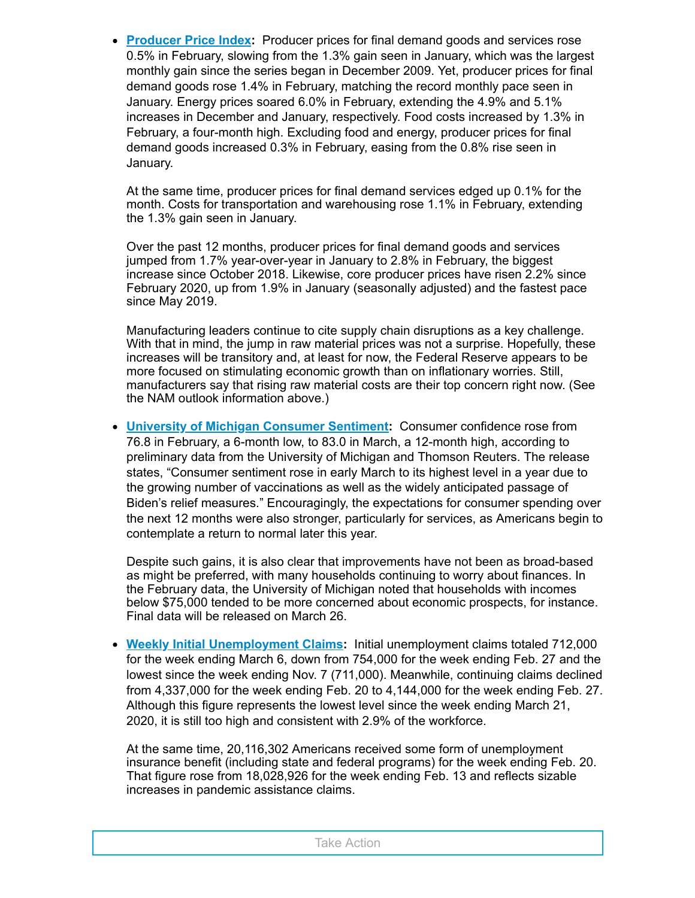- **Producer Price Index:** Producer prices for final demand goods and services rose 0.5% in February, slowing from the 1.3% gain seen in January, which was the largest monthly gain since the series began in December 2009. Yet, producer prices for final demand goods rose 1.4% in February, matching the record monthly pace seen in January. Energy prices soared 6.0% in February, extending the 4.9% and 5.1% increases in December and January, respectively. Food costs increased by 1.3% in February, a four-month high. Excluding food and energy, producer prices for final demand goods increased 0.3% in February, easing from the 0.8% rise seen in January.

  At the same time, producer prices for final demand services edged up 0.1% for the month. Costs for transportation and warehousing rose 1.1% in February, extending the 1.3% gain seen in January.

  Over the past 12 months, producer prices for final demand goods and services jumped from 1.7% year-over-year in January to 2.8% in February, the biggest increase since October 2018. Likewise, core producer prices have risen 2.2% since February 2020, up from 1.9% in January (seasonally adjusted) and the fastest pace since May 2019.

  Manufacturing leaders continue to cite supply chain disruptions as a key challenge. With that in mind, the jump in raw material prices was not a surprise. Hopefully, these increases will be transitory and, at least for now, the Federal Reserve appears to be more focused on stimulating economic growth than on inflationary worries. Still, manufacturers say that rising raw material costs are their top concern right now. (See the NAM outlook information above.)

- **University of Michigan Consumer Sentiment:** Consumer confidence rose from 76.8 in February, a 6-month low, to 83.0 in March, a 12-month high, according to preliminary data from the University of Michigan and Thomson Reuters. The release states, "Consumer sentiment rose in early March to its highest level in a year due to the growing number of vaccinations as well as the widely anticipated passage of Biden's relief measures." Encouragingly, the expectations for consumer spending over the next 12 months were also stronger, particularly for services, as Americans begin to contemplate a return to normal later this year.

  Despite such gains, it is also clear that improvements have not been as broad-based as might be preferred, with many households continuing to worry about finances. In the February data, the University of Michigan noted that households with incomes below $75,000 tended to be more concerned about economic prospects, for instance. Final data will be released on March 26.

- **Weekly Initial Unemployment Claims:** Initial unemployment claims totaled 712,000 for the week ending March 6, down from 754,000 for the week ending Feb. 27 and the lowest since the week ending Nov. 7 (711,000). Meanwhile, continuing claims declined from 4,337,000 for the week ending Feb. 20 to 4,144,000 for the week ending Feb. 27. Although this figure represents the lowest level since the week ending March 21, 2020, it is still too high and consistent with 2.9% of the workforce.

  At the same time, 20,116,302 Americans received some form of unemployment insurance benefit (including state and federal programs) for the week ending Feb. 20. That figure rose from 18,028,926 for the week ending Feb. 13 and reflects sizable increases in pandemic assistance claims.

Take Action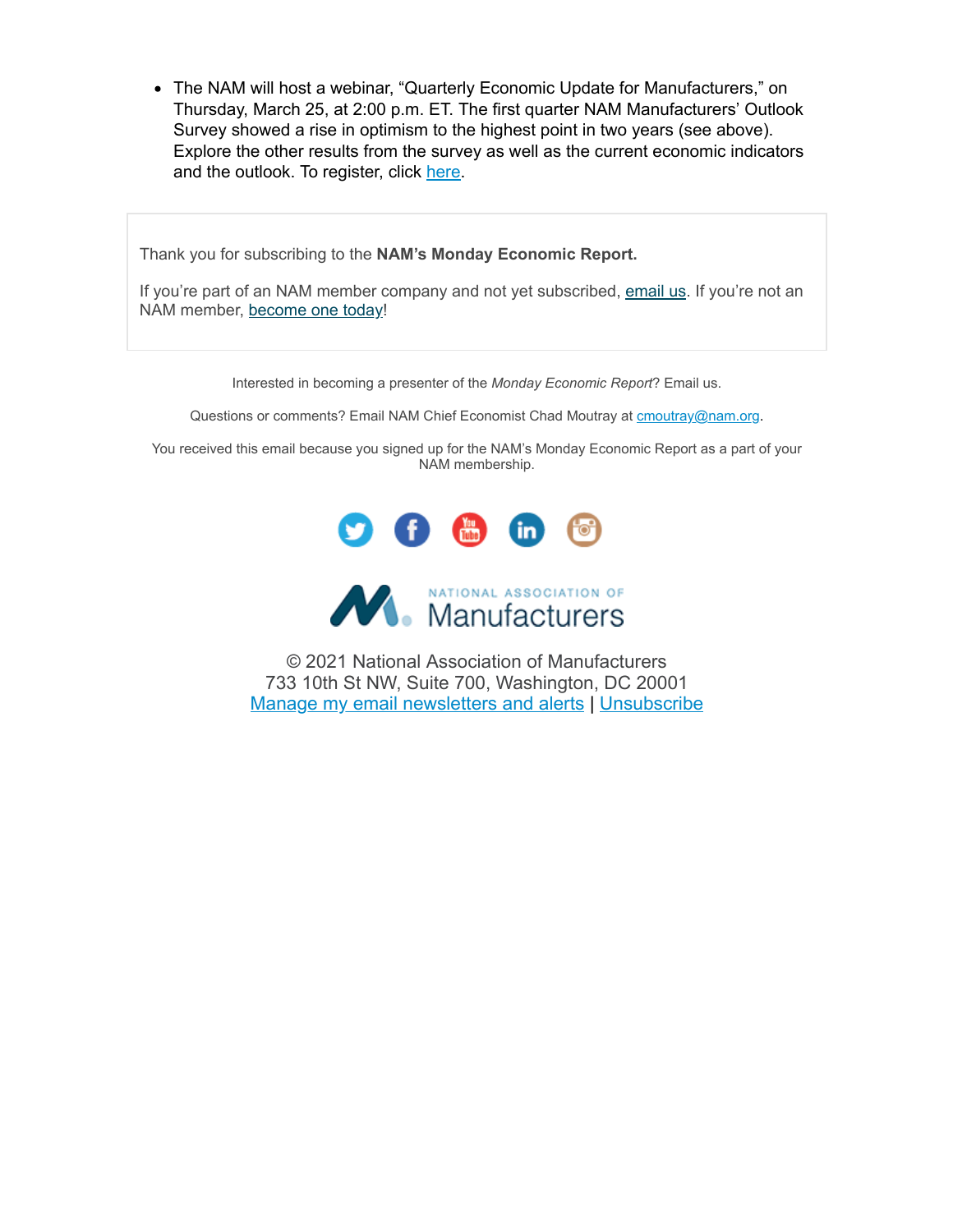- The NAM will host a webinar, "Quarterly Economic Update for Manufacturers," on Thursday, March 25, at 2:00 p.m. ET. The first quarter NAM Manufacturers' Outlook Survey showed a rise in optimism to the highest point in two years (see above). Explore the other results from the survey as well as the current economic indicators and the outlook. To register, click here.

Thank you for subscribing to the **NAM's Monday Economic Report.**

If you're part of an NAM member company and not yet subscribed, email us. If you're not an NAM member, become one today!

Interested in becoming a presenter of the *Monday Economic Report*? Email us.

Questions or comments? Email NAM Chief Economist Chad Moutray at cmoutray@nam.org.

You received this email because you signed up for the NAM's Monday Economic Report as a part of your NAM membership.

NATIONAL ASSOCIATION OF Manufacturers

© 2021 National Association of Manufacturers
733 10th St NW, Suite 700, Washington, DC 20001
Manage my email newsletters and alerts | Unsubscribe